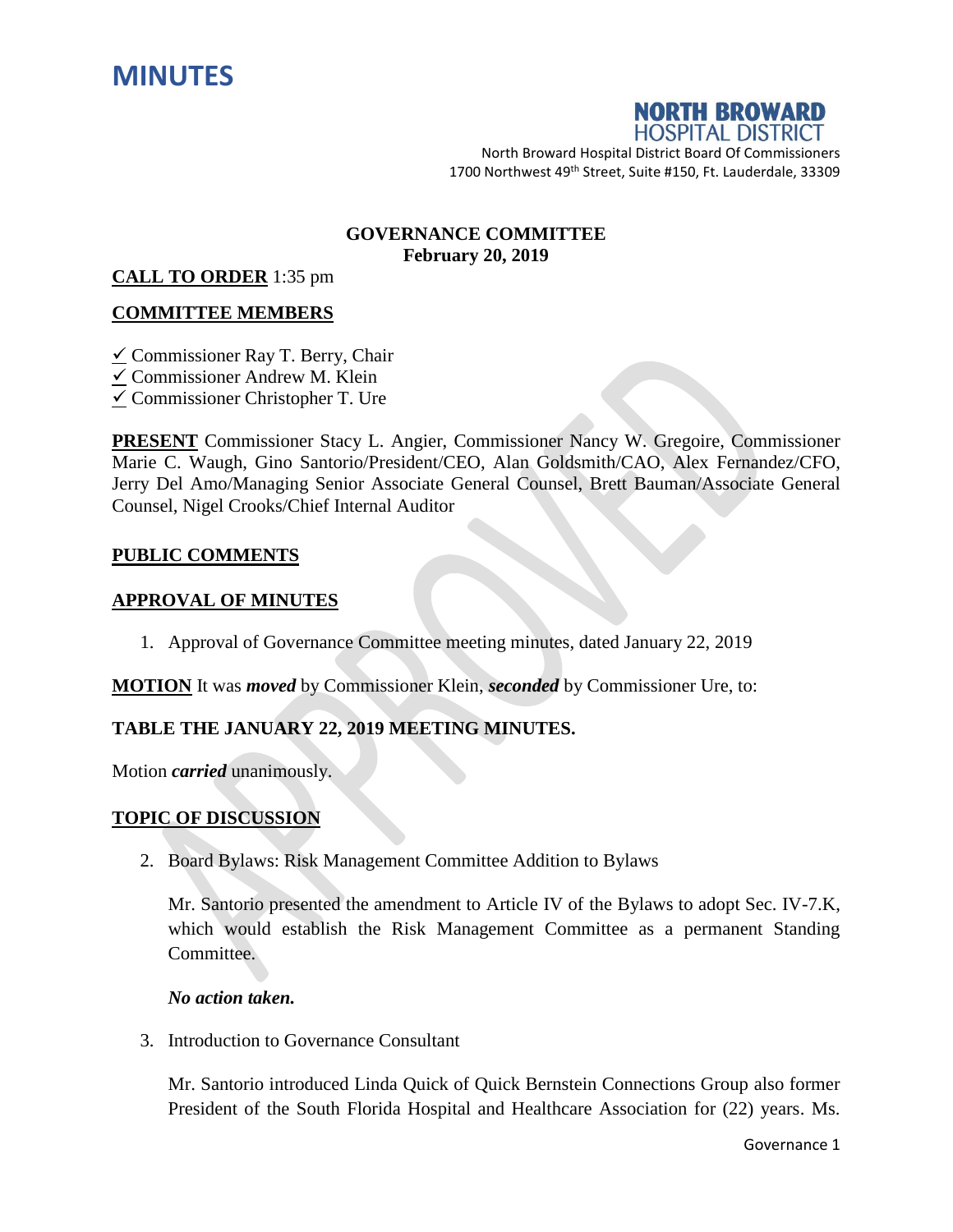# MINUTES

**NORTH BROWARD HOSPITAL DISTRICT**

North Broward Hospital District Board Of Commissioners
1700 Northwest 49th Street, Suite #150, Ft. Lauderdale, 33309

**GOVERNANCE COMMITTEE**
**February 20, 2019**

**CALL TO ORDER** 1:35 pm

**COMMITTEE MEMBERS**

✓ Commissioner Ray T. Berry, Chair
✓ Commissioner Andrew M. Klein
✓ Commissioner Christopher T. Ure

**PRESENT** Commissioner Stacy L. Angier, Commissioner Nancy W. Gregoire, Commissioner Marie C. Waugh, Gino Santorio/President/CEO, Alan Goldsmith/CAO, Alex Fernandez/CFO, Jerry Del Amo/Managing Senior Associate General Counsel, Brett Bauman/Associate General Counsel, Nigel Crooks/Chief Internal Auditor

**PUBLIC COMMENTS**

**APPROVAL OF MINUTES**

1. Approval of Governance Committee meeting minutes, dated January 22, 2019

**MOTION** It was ***moved*** by Commissioner Klein, ***seconded*** by Commissioner Ure, to:

**TABLE THE JANUARY 22, 2019 MEETING MINUTES.**

Motion ***carried*** unanimously.

**TOPIC OF DISCUSSION**

2. Board Bylaws: Risk Management Committee Addition to Bylaws

   Mr. Santorio presented the amendment to Article IV of the Bylaws to adopt Sec. IV-7.K, which would establish the Risk Management Committee as a permanent Standing Committee.

   ***No action taken.***

3. Introduction to Governance Consultant

   Mr. Santorio introduced Linda Quick of Quick Bernstein Connections Group also former President of the South Florida Hospital and Healthcare Association for (22) years. Ms.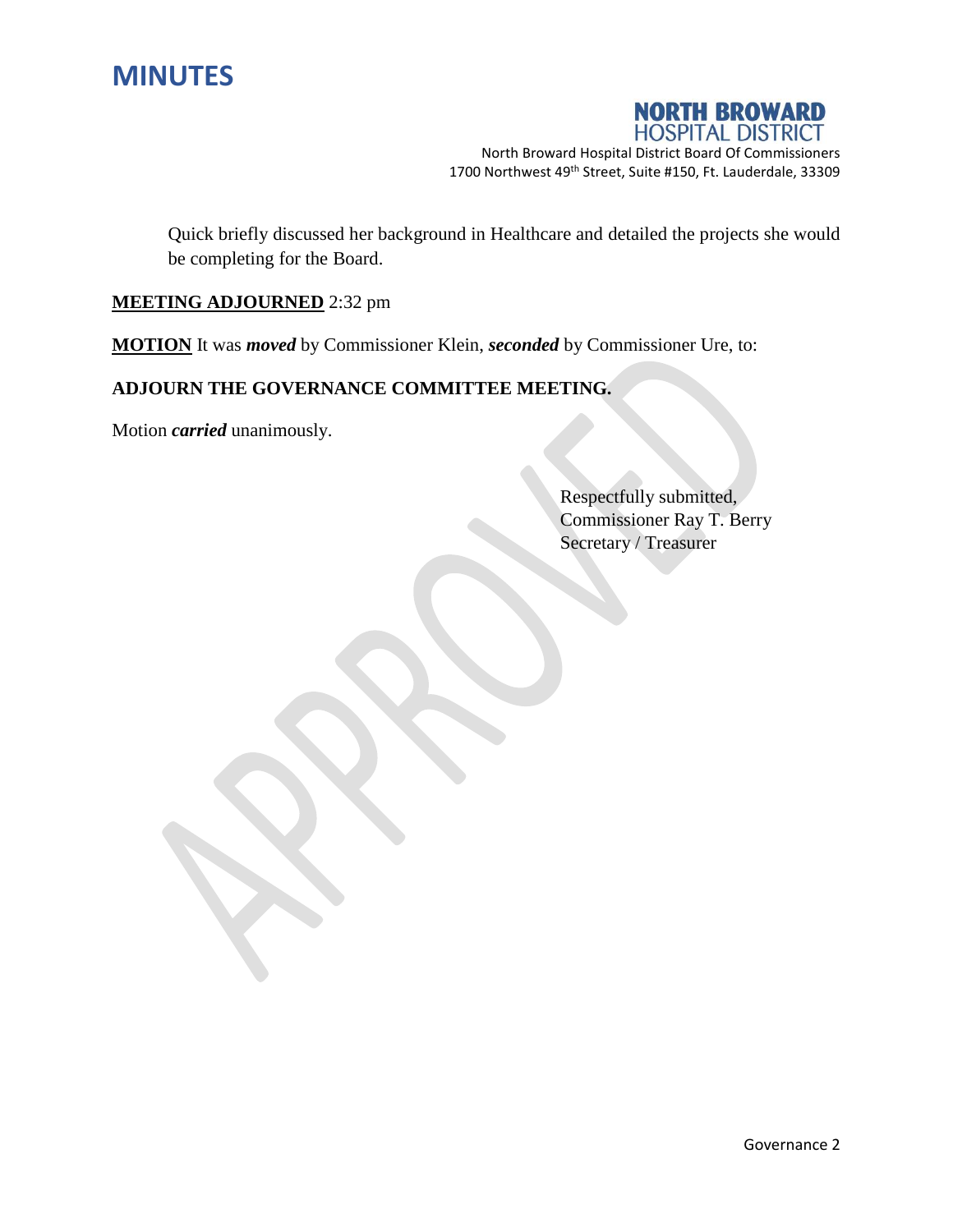Quick briefly discussed her background in Healthcare and detailed the projects she would be completing for the Board.

**MEETING ADJOURNED** 2:32 pm

**MOTION** It was ***moved*** by Commissioner Klein, ***seconded*** by Commissioner Ure, to:

**ADJOURN THE GOVERNANCE COMMITTEE MEETING.**

Motion ***carried*** unanimously.

Respectfully submitted,
Commissioner Ray T. Berry
Secretary / Treasurer